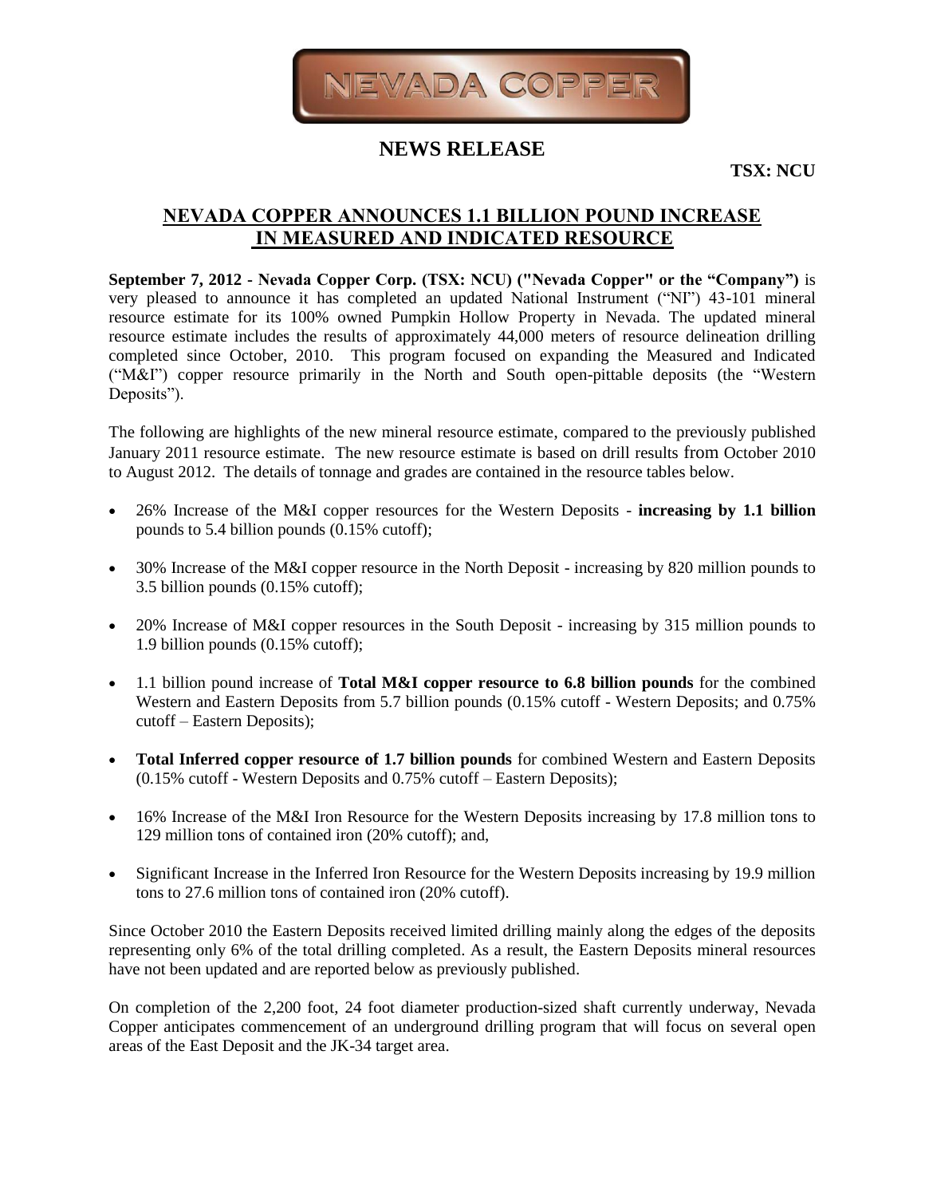NEVADA COPPER

## NEWS RELEASE

**TSX: NCU**

# NEVADA COPPER ANNOUNCES 1.1 BILLION POUND INCREASE IN MEASURED AND INDICATED RESOURCE

**September 7, 2012 - Nevada Copper Corp. (TSX: NCU) ("Nevada Copper" or the "Company")** is very pleased to announce it has completed an updated National Instrument ("NI") 43-101 mineral resource estimate for its 100% owned Pumpkin Hollow Property in Nevada. The updated mineral resource estimate includes the results of approximately 44,000 meters of resource delineation drilling completed since October, 2010. This program focused on expanding the Measured and Indicated ("M&I") copper resource primarily in the North and South open-pittable deposits (the "Western Deposits").

The following are highlights of the new mineral resource estimate, compared to the previously published January 2011 resource estimate. The new resource estimate is based on drill results from October 2010 to August 2012. The details of tonnage and grades are contained in the resource tables below.

- 26% Increase of the M&I copper resources for the Western Deposits - **increasing by 1.1 billion** pounds to 5.4 billion pounds (0.15% cutoff);
- 30% Increase of the M&I copper resource in the North Deposit - increasing by 820 million pounds to 3.5 billion pounds (0.15% cutoff);
- 20% Increase of M&I copper resources in the South Deposit - increasing by 315 million pounds to 1.9 billion pounds (0.15% cutoff);
- 1.1 billion pound increase of **Total M&I copper resource to 6.8 billion pounds** for the combined Western and Eastern Deposits from 5.7 billion pounds (0.15% cutoff - Western Deposits; and 0.75% cutoff – Eastern Deposits);
- **Total Inferred copper resource of 1.7 billion pounds** for combined Western and Eastern Deposits (0.15% cutoff - Western Deposits and 0.75% cutoff – Eastern Deposits);
- 16% Increase of the M&I Iron Resource for the Western Deposits increasing by 17.8 million tons to 129 million tons of contained iron (20% cutoff); and,
- Significant Increase in the Inferred Iron Resource for the Western Deposits increasing by 19.9 million tons to 27.6 million tons of contained iron (20% cutoff).

Since October 2010 the Eastern Deposits received limited drilling mainly along the edges of the deposits representing only 6% of the total drilling completed. As a result, the Eastern Deposits mineral resources have not been updated and are reported below as previously published.

On completion of the 2,200 foot, 24 foot diameter production-sized shaft currently underway, Nevada Copper anticipates commencement of an underground drilling program that will focus on several open areas of the East Deposit and the JK-34 target area.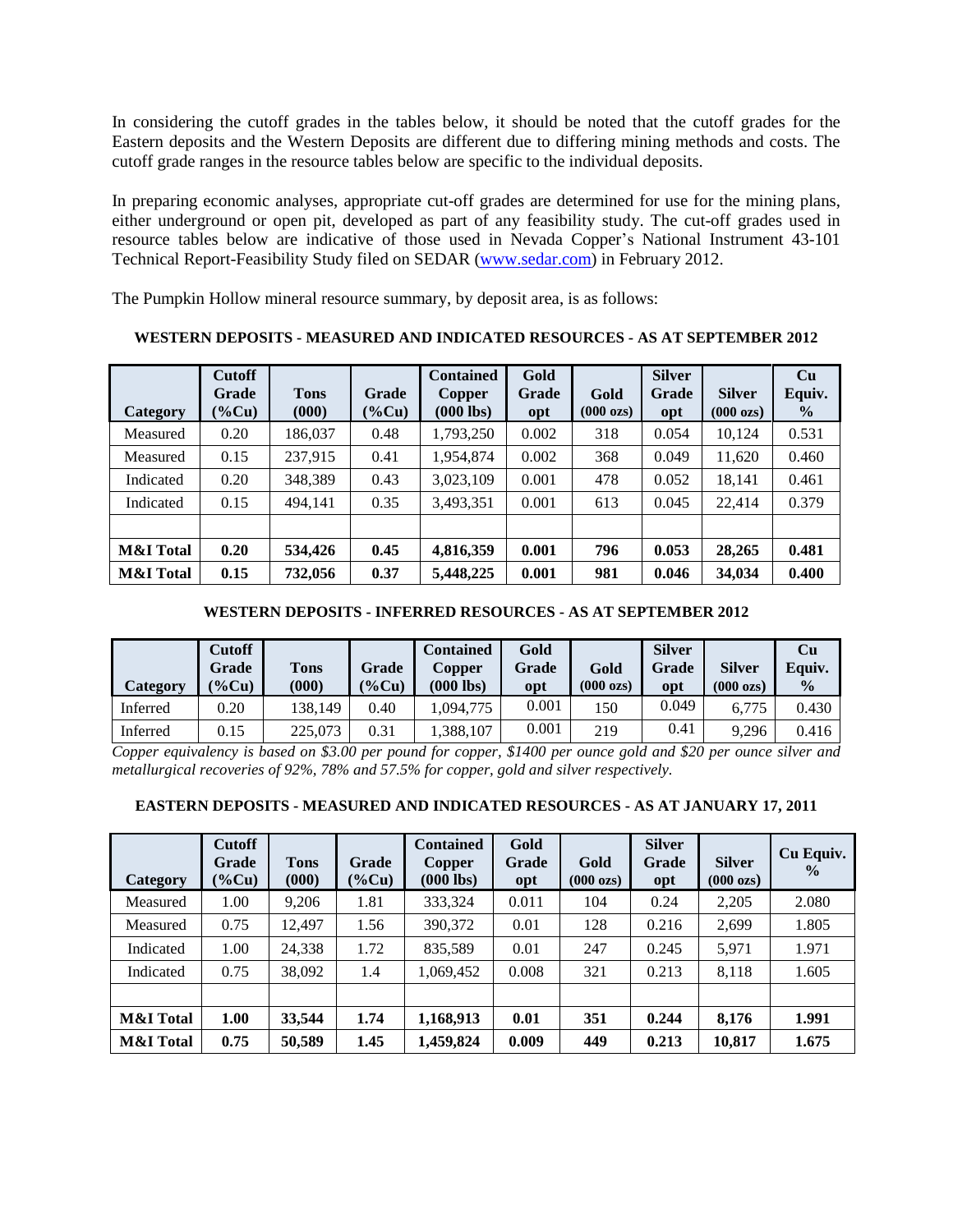In considering the cutoff grades in the tables below, it should be noted that the cutoff grades for the Eastern deposits and the Western Deposits are different due to differing mining methods and costs. The cutoff grade ranges in the resource tables below are specific to the individual deposits.

In preparing economic analyses, appropriate cut-off grades are determined for use for the mining plans, either underground or open pit, developed as part of any feasibility study. The cut-off grades used in resource tables below are indicative of those used in Nevada Copper's National Instrument 43-101 Technical Report-Feasibility Study filed on SEDAR (www.sedar.com) in February 2012.

The Pumpkin Hollow mineral resource summary, by deposit area, is as follows:

**WESTERN DEPOSITS - MEASURED AND INDICATED RESOURCES - AS AT SEPTEMBER 2012**

| Category | Cutoff Grade (%Cu) | Tons (000) | Grade (%Cu) | Contained Copper (000 lbs) | Gold Grade opt | Gold (000 ozs) | Silver Grade opt | Silver (000 ozs) | Cu Equiv. % |
|---|---|---|---|---|---|---|---|---|---|
| Measured | 0.20 | 186,037 | 0.48 | 1,793,250 | 0.002 | 318 | 0.054 | 10,124 | 0.531 |
| Measured | 0.15 | 237,915 | 0.41 | 1,954,874 | 0.002 | 368 | 0.049 | 11,620 | 0.460 |
| Indicated | 0.20 | 348,389 | 0.43 | 3,023,109 | 0.001 | 478 | 0.052 | 18,141 | 0.461 |
| Indicated | 0.15 | 494,141 | 0.35 | 3,493,351 | 0.001 | 613 | 0.045 | 22,414 | 0.379 |
| | | | | | | | | | |
| **M&I Total** | **0.20** | **534,426** | **0.45** | **4,816,359** | **0.001** | **796** | **0.053** | **28,265** | **0.481** |
| **M&I Total** | **0.15** | **732,056** | **0.37** | **5,448,225** | **0.001** | **981** | **0.046** | **34,034** | **0.400** |

**WESTERN DEPOSITS - INFERRED RESOURCES - AS AT SEPTEMBER 2012**

| Category | Cutoff Grade (%Cu) | Tons (000) | Grade (%Cu) | Contained Copper (000 lbs) | Gold Grade opt | Gold (000 ozs) | Silver Grade opt | Silver (000 ozs) | Cu Equiv. % |
|---|---|---|---|---|---|---|---|---|---|
| Inferred | 0.20 | 138,149 | 0.40 | 1,094,775 | 0.001 | 150 | 0.049 | 6,775 | 0.430 |
| Inferred | 0.15 | 225,073 | 0.31 | 1,388,107 | 0.001 | 219 | 0.41 | 9,296 | 0.416 |

*Copper equivalency is based on \$3.00 per pound for copper, \$1400 per ounce gold and \$20 per ounce silver and metallurgical recoveries of 92%, 78% and 57.5% for copper, gold and silver respectively.*

**EASTERN DEPOSITS - MEASURED AND INDICATED RESOURCES - AS AT JANUARY 17, 2011**

| Category | Cutoff Grade (%Cu) | Tons (000) | Grade (%Cu) | Contained Copper (000 lbs) | Gold Grade opt | Gold (000 ozs) | Silver Grade opt | Silver (000 ozs) | Cu Equiv. % |
|---|---|---|---|---|---|---|---|---|---|
| Measured | 1.00 | 9,206 | 1.81 | 333,324 | 0.011 | 104 | 0.24 | 2,205 | 2.080 |
| Measured | 0.75 | 12,497 | 1.56 | 390,372 | 0.01 | 128 | 0.216 | 2,699 | 1.805 |
| Indicated | 1.00 | 24,338 | 1.72 | 835,589 | 0.01 | 247 | 0.245 | 5,971 | 1.971 |
| Indicated | 0.75 | 38,092 | 1.4 | 1,069,452 | 0.008 | 321 | 0.213 | 8,118 | 1.605 |
| | | | | | | | | | |
| **M&I Total** | **1.00** | **33,544** | **1.74** | **1,168,913** | **0.01** | **351** | **0.244** | **8,176** | **1.991** |
| **M&I Total** | **0.75** | **50,589** | **1.45** | **1,459,824** | **0.009** | **449** | **0.213** | **10,817** | **1.675** |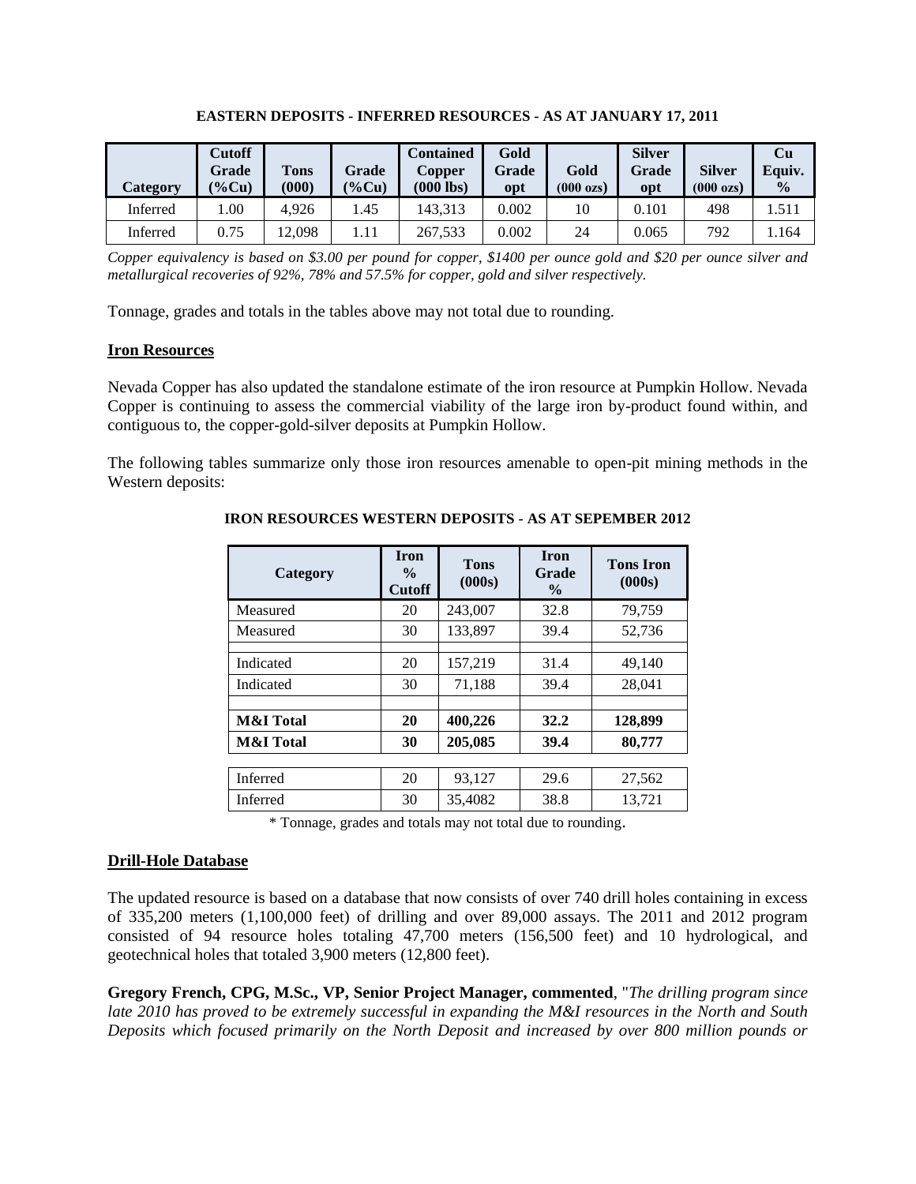**EASTERN DEPOSITS - INFERRED RESOURCES - AS AT JANUARY 17, 2011**

| Category | Cutoff Grade (%Cu) | Tons (000) | Grade (%Cu) | Contained Copper (000 lbs) | Gold Grade opt | Gold (000 ozs) | Silver Grade opt | Silver (000 ozs) | Cu Equiv. % |
|---|---|---|---|---|---|---|---|---|---|
| Inferred | 1.00 | 4,926 | 1.45 | 143,313 | 0.002 | 10 | 0.101 | 498 | 1.511 |
| Inferred | 0.75 | 12,098 | 1.11 | 267,533 | 0.002 | 24 | 0.065 | 792 | 1.164 |

*Copper equivalency is based on $3.00 per pound for copper, $1400 per ounce gold and $20 per ounce silver and metallurgical recoveries of 92%, 78% and 57.5% for copper, gold and silver respectively.*

Tonnage, grades and totals in the tables above may not total due to rounding.

**Iron Resources**

Nevada Copper has also updated the standalone estimate of the iron resource at Pumpkin Hollow. Nevada Copper is continuing to assess the commercial viability of the large iron by-product found within, and contiguous to, the copper-gold-silver deposits at Pumpkin Hollow.

The following tables summarize only those iron resources amenable to open-pit mining methods in the Western deposits:

**IRON RESOURCES WESTERN DEPOSITS - AS AT SEPEMBER 2012**

| Category | Iron % Cutoff | Tons (000s) | Iron Grade % | Tons Iron (000s) |
|---|---|---|---|---|
| Measured | 20 | 243,007 | 32.8 | 79,759 |
| Measured | 30 | 133,897 | 39.4 | 52,736 |
| | | | | |
| Indicated | 20 | 157,219 | 31.4 | 49,140 |
| Indicated | 30 | 71,188 | 39.4 | 28,041 |
| | | | | |
| **M&I Total** | **20** | **400,226** | **32.2** | **128,899** |
| **M&I Total** | **30** | **205,085** | **39.4** | **80,777** |
| | | | | |
| Inferred | 20 | 93,127 | 29.6 | 27,562 |
| Inferred | 30 | 35,4082 | 38.8 | 13,721 |

\* Tonnage, grades and totals may not total due to rounding.

**Drill-Hole Database**

The updated resource is based on a database that now consists of over 740 drill holes containing in excess of 335,200 meters (1,100,000 feet) of drilling and over 89,000 assays. The 2011 and 2012 program consisted of 94 resource holes totaling 47,700 meters (156,500 feet) and 10 hydrological, and geotechnical holes that totaled 3,900 meters (12,800 feet).

**Gregory French, CPG, M.Sc., VP, Senior Project Manager, commented**, "*The drilling program since late 2010 has proved to be extremely successful in expanding the M&I resources in the North and South Deposits which focused primarily on the North Deposit and increased by over 800 million pounds or*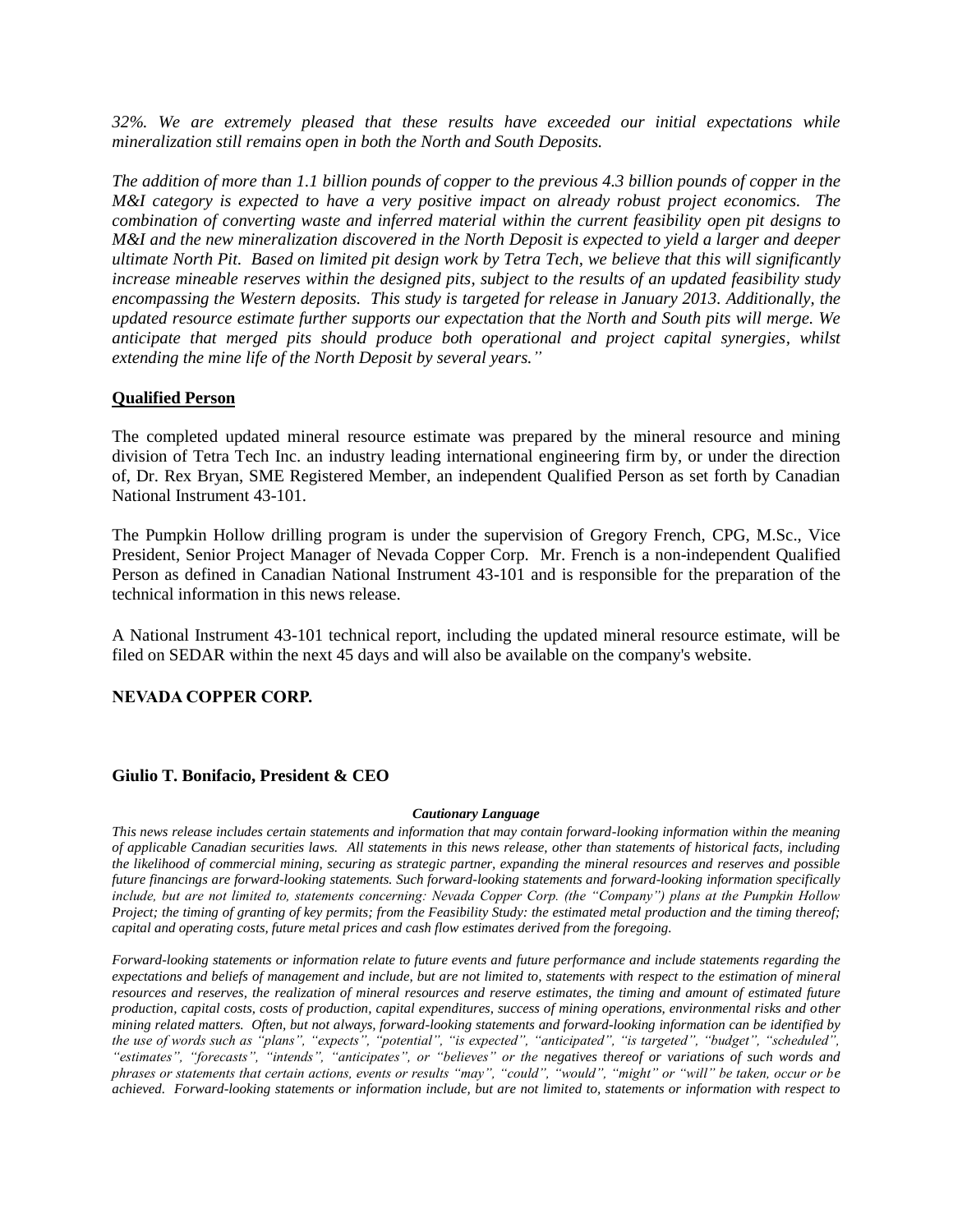*32%. We are extremely pleased that these results have exceeded our initial expectations while mineralization still remains open in both the North and South Deposits.*

*The addition of more than 1.1 billion pounds of copper to the previous 4.3 billion pounds of copper in the M&I category is expected to have a very positive impact on already robust project economics. The combination of converting waste and inferred material within the current feasibility open pit designs to M&I and the new mineralization discovered in the North Deposit is expected to yield a larger and deeper ultimate North Pit. Based on limited pit design work by Tetra Tech, we believe that this will significantly increase mineable reserves within the designed pits, subject to the results of an updated feasibility study encompassing the Western deposits. This study is targeted for release in January 2013. Additionally, the updated resource estimate further supports our expectation that the North and South pits will merge. We anticipate that merged pits should produce both operational and project capital synergies, whilst extending the mine life of the North Deposit by several years."*

## Qualified Person

The completed updated mineral resource estimate was prepared by the mineral resource and mining division of Tetra Tech Inc. an industry leading international engineering firm by, or under the direction of, Dr. Rex Bryan, SME Registered Member, an independent Qualified Person as set forth by Canadian National Instrument 43-101.

The Pumpkin Hollow drilling program is under the supervision of Gregory French, CPG, M.Sc., Vice President, Senior Project Manager of Nevada Copper Corp. Mr. French is a non-independent Qualified Person as defined in Canadian National Instrument 43-101 and is responsible for the preparation of the technical information in this news release.

A National Instrument 43-101 technical report, including the updated mineral resource estimate, will be filed on SEDAR within the next 45 days and will also be available on the company's website.

**NEVADA COPPER CORP.**

**Giulio T. Bonifacio, President & CEO**

***Cautionary Language***

*This news release includes certain statements and information that may contain forward-looking information within the meaning of applicable Canadian securities laws. All statements in this news release, other than statements of historical facts, including the likelihood of commercial mining, securing as strategic partner, expanding the mineral resources and reserves and possible future financings are forward-looking statements. Such forward-looking statements and forward-looking information specifically include, but are not limited to, statements concerning: Nevada Copper Corp. (the "Company") plans at the Pumpkin Hollow Project; the timing of granting of key permits; from the Feasibility Study: the estimated metal production and the timing thereof; capital and operating costs, future metal prices and cash flow estimates derived from the foregoing.*

*Forward-looking statements or information relate to future events and future performance and include statements regarding the expectations and beliefs of management and include, but are not limited to, statements with respect to the estimation of mineral resources and reserves, the realization of mineral resources and reserve estimates, the timing and amount of estimated future production, capital costs, costs of production, capital expenditures, success of mining operations, environmental risks and other mining related matters. Often, but not always, forward-looking statements and forward-looking information can be identified by the use of words such as "plans", "expects", "potential", "is expected", "anticipated", "is targeted", "budget", "scheduled", "estimates", "forecasts", "intends", "anticipates", or "believes" or the negatives thereof or variations of such words and phrases or statements that certain actions, events or results "may", "could", "would", "might" or "will" be taken, occur or be achieved. Forward-looking statements or information include, but are not limited to, statements or information with respect to*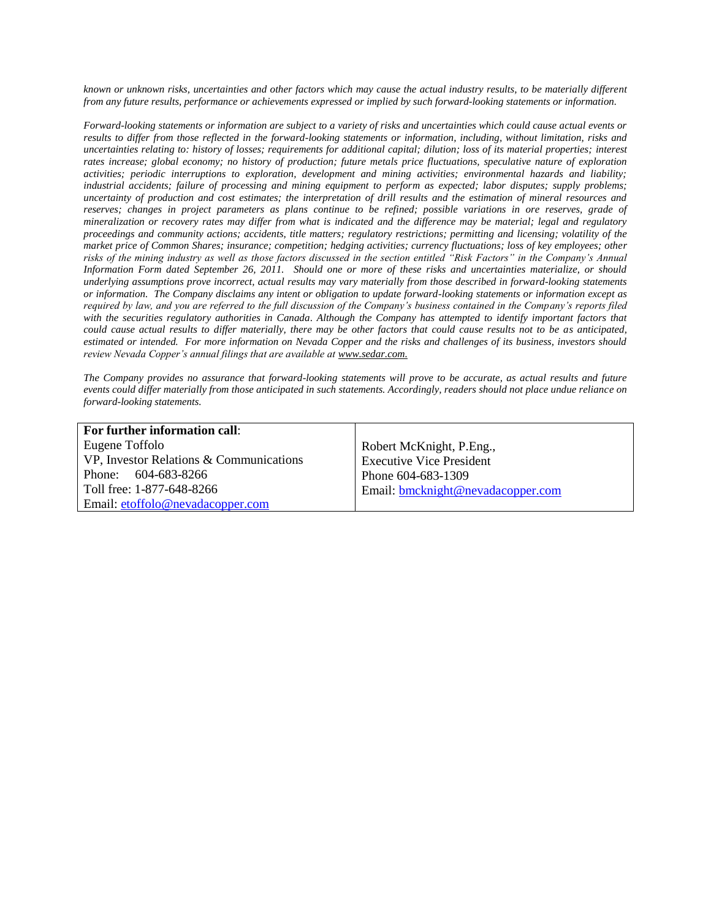*known or unknown risks, uncertainties and other factors which may cause the actual industry results, to be materially different from any future results, performance or achievements expressed or implied by such forward-looking statements or information.*

*Forward-looking statements or information are subject to a variety of risks and uncertainties which could cause actual events or results to differ from those reflected in the forward-looking statements or information, including, without limitation, risks and uncertainties relating to: history of losses; requirements for additional capital; dilution; loss of its material properties; interest rates increase; global economy; no history of production; future metals price fluctuations, speculative nature of exploration activities; periodic interruptions to exploration, development and mining activities; environmental hazards and liability; industrial accidents; failure of processing and mining equipment to perform as expected; labor disputes; supply problems; uncertainty of production and cost estimates; the interpretation of drill results and the estimation of mineral resources and reserves; changes in project parameters as plans continue to be refined; possible variations in ore reserves, grade of mineralization or recovery rates may differ from what is indicated and the difference may be material; legal and regulatory proceedings and community actions; accidents, title matters; regulatory restrictions; permitting and licensing; volatility of the market price of Common Shares; insurance; competition; hedging activities; currency fluctuations; loss of key employees; other risks of the mining industry as well as those factors discussed in the section entitled "Risk Factors" in the Company's Annual Information Form dated September 26, 2011. Should one or more of these risks and uncertainties materialize, or should underlying assumptions prove incorrect, actual results may vary materially from those described in forward-looking statements or information. The Company disclaims any intent or obligation to update forward-looking statements or information except as required by law, and you are referred to the full discussion of the Company's business contained in the Company's reports filed with the securities regulatory authorities in Canada. Although the Company has attempted to identify important factors that could cause actual results to differ materially, there may be other factors that could cause results not to be as anticipated, estimated or intended. For more information on Nevada Copper and the risks and challenges of its business, investors should review Nevada Copper's annual filings that are available at www.sedar.com.*

*The Company provides no assurance that forward-looking statements will prove to be accurate, as actual results and future events could differ materially from those anticipated in such statements. Accordingly, readers should not place undue reliance on forward-looking statements.*

| | |
|---|---|
| **For further information call**:<br>Eugene Toffolo<br>VP, Investor Relations & Communications<br>Phone: 604-683-8266<br>Toll free: 1-877-648-8266<br>Email: etoffolo@nevadacopper.com | Robert McKnight, P.Eng.,<br>Executive Vice President<br>Phone 604-683-1309<br>Email: bmcknight@nevadacopper.com |